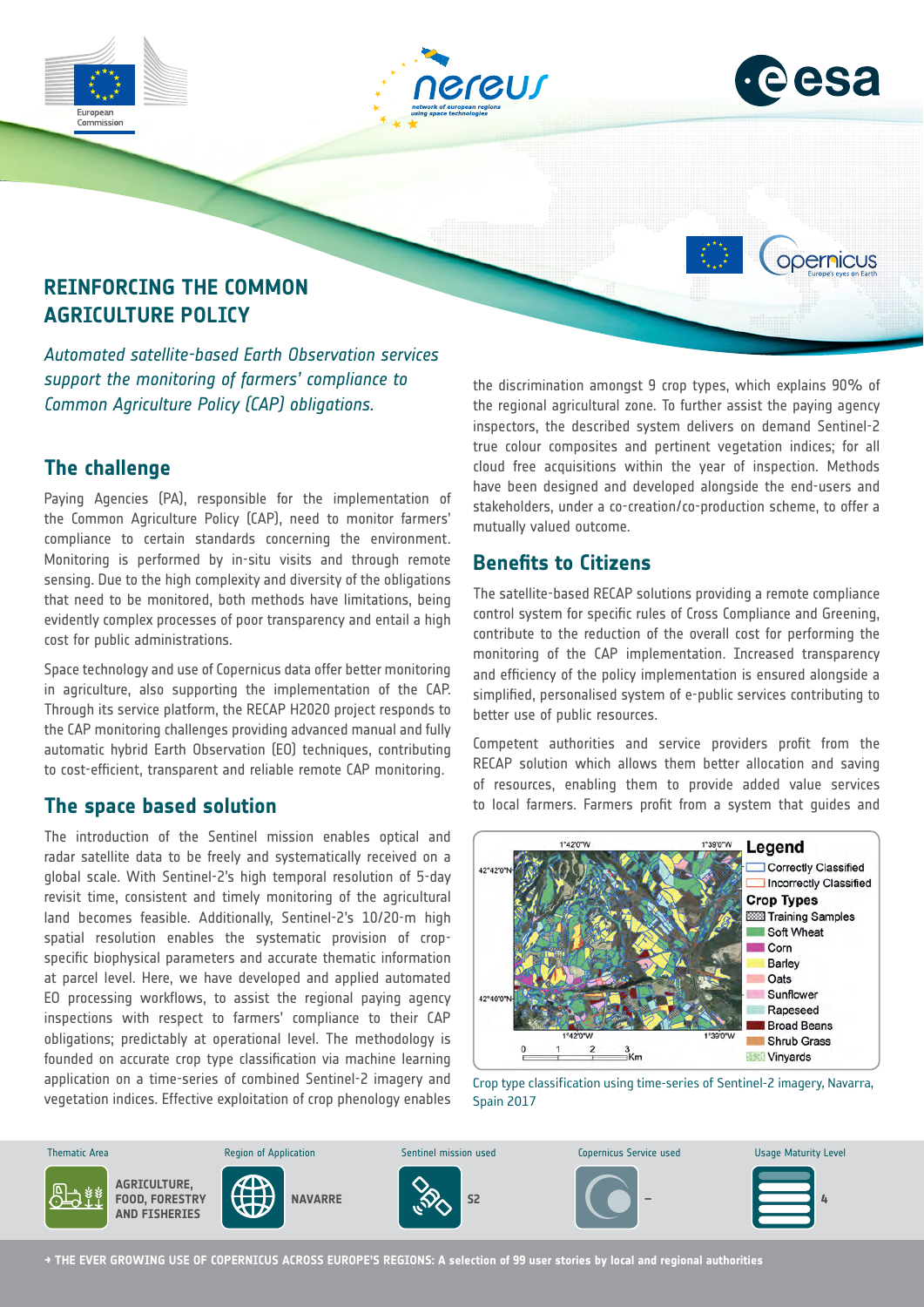# REINFORCING THE COMMON AGRICULTURE POLICY

*Automated satellite-based Earth Observation services support the monitoring of farmers' compliance to Common Agriculture Policy (CAP) obligations.*

## The challenge

Paying Agencies (PA), responsible for the implementation of the Common Agriculture Policy (CAP), need to monitor farmers' compliance to certain standards concerning the environment. Monitoring is performed by in-situ visits and through remote sensing. Due to the high complexity and diversity of the obligations that need to be monitored, both methods have limitations, being evidently complex processes of poor transparency and entail a high cost for public administrations.

Space technology and use of Copernicus data offer better monitoring in agriculture, also supporting the implementation of the CAP. Through its service platform, the RECAP H2020 project responds to the CAP monitoring challenges providing advanced manual and fully automatic hybrid Earth Observation (EO) techniques, contributing to cost-efficient, transparent and reliable remote CAP monitoring.

## The space based solution

The introduction of the Sentinel mission enables optical and radar satellite data to be freely and systematically received on a global scale. With Sentinel-2's high temporal resolution of 5-day revisit time, consistent and timely monitoring of the agricultural land becomes feasible. Additionally, Sentinel-2's 10/20-m high spatial resolution enables the systematic provision of crop-specific biophysical parameters and accurate thematic information at parcel level. Here, we have developed and applied automated EO processing workflows, to assist the regional paying agency inspections with respect to farmers' compliance to their CAP obligations; predictably at operational level. The methodology is founded on accurate crop type classification via machine learning application on a time-series of combined Sentinel-2 imagery and vegetation indices. Effective exploitation of crop phenology enables the discrimination amongst 9 crop types, which explains 90% of the regional agricultural zone. To further assist the paying agency inspectors, the described system delivers on demand Sentinel-2 true colour composites and pertinent vegetation indices; for all cloud free acquisitions within the year of inspection. Methods have been designed and developed alongside the end-users and stakeholders, under a co-creation/co-production scheme, to offer a mutually valued outcome.

## Benefits to Citizens

The satellite-based RECAP solutions providing a remote compliance control system for specific rules of Cross Compliance and Greening, contribute to the reduction of the overall cost for performing the monitoring of the CAP implementation. Increased transparency and efficiency of the policy implementation is ensured alongside a simplified, personalised system of e-public services contributing to better use of public resources.

Competent authorities and service providers profit from the RECAP solution which allows them better allocation and saving of resources, enabling them to provide added value services to local farmers. Farmers profit from a system that guides and

Crop type classification using time-series of Sentinel-2 imagery, Navarra, Spain 2017

| Thematic Area | Region of Application | Sentinel mission used | Copernicus Service used | Usage Maturity Level |
|---|---|---|---|---|
| AGRICULTURE, FOOD, FORESTRY AND FISHERIES | NAVARRE | S2 | – | 4 |

→ THE EVER GROWING USE OF COPERNICUS ACROSS EUROPE'S REGIONS: A selection of 99 user stories by local and regional authorities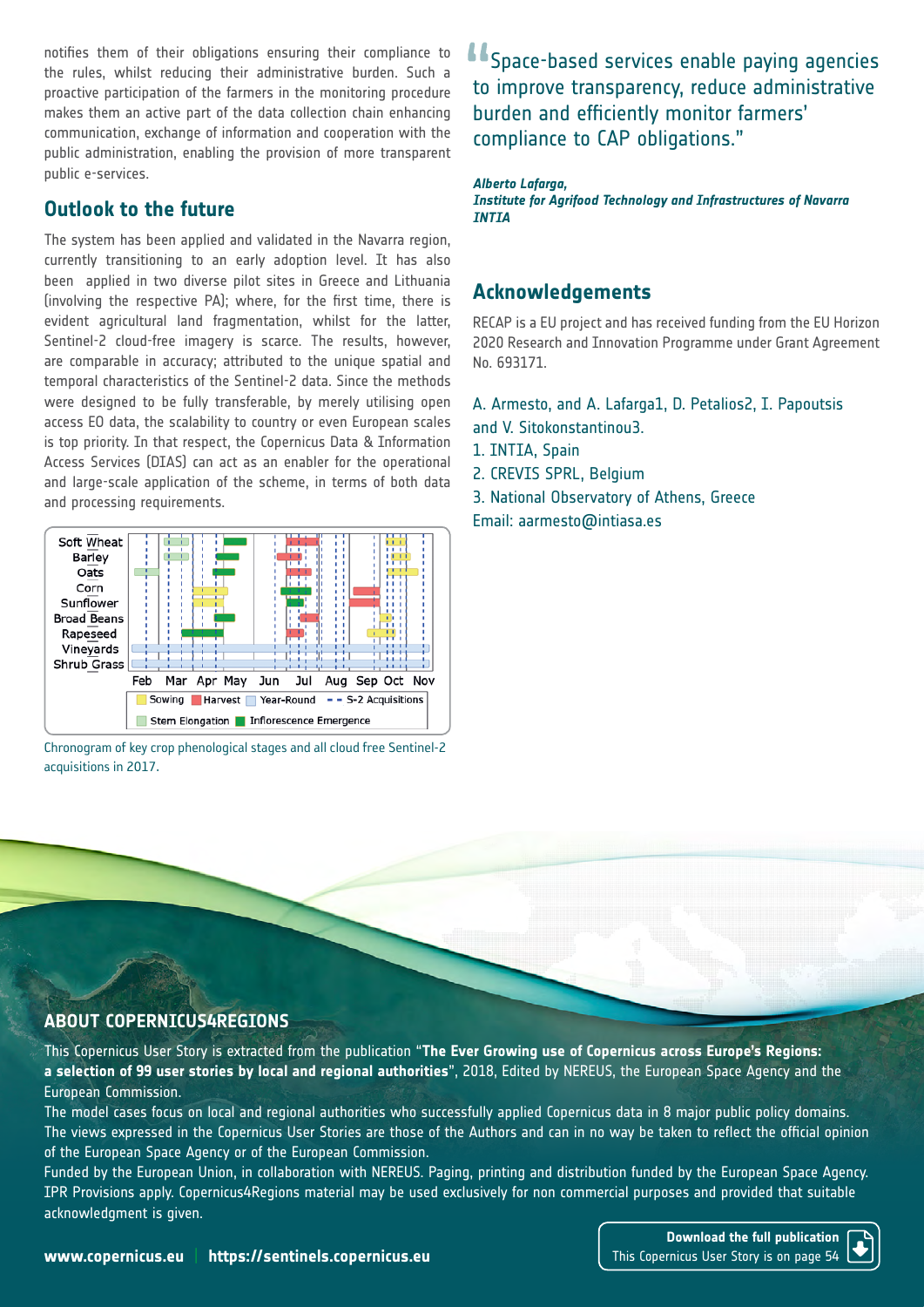notifies them of their obligations ensuring their compliance to the rules, whilst reducing their administrative burden. Such a proactive participation of the farmers in the monitoring procedure makes them an active part of the data collection chain enhancing communication, exchange of information and cooperation with the public administration, enabling the provision of more transparent public e-services.

## Outlook to the future

The system has been applied and validated in the Navarra region, currently transitioning to an early adoption level. It has also been applied in two diverse pilot sites in Greece and Lithuania (involving the respective PA); where, for the first time, there is evident agricultural land fragmentation, whilst for the latter, Sentinel-2 cloud-free imagery is scarce. The results, however, are comparable in accuracy; attributed to the unique spatial and temporal characteristics of the Sentinel-2 data. Since the methods were designed to be fully transferable, by merely utilising open access EO data, the scalability to country or even European scales is top priority. In that respect, the Copernicus Data & Information Access Services (DIAS) can act as an enabler for the operational and large-scale application of the scheme, in terms of both data and processing requirements.

Soft Wheat
Barley
Oats
Corn
Sunflower
Broad Beans
Rapeseed
Vineyards
Shrub Grass

Feb Mar Apr May Jun Jul Aug Sep Oct Nov

Sowing, Harvest, Year-Round, S-2 Acquisitions, Stem Elongation, Inflorescence Emergence

Chronogram of key crop phenological stages and all cloud free Sentinel-2 acquisitions in 2017.

> "Space-based services enable paying agencies to improve transparency, reduce administrative burden and efficiently monitor farmers' compliance to CAP obligations."
>
> ***Alberto Lafarga,***
> ***Institute for Agrifood Technology and Infrastructures of Navarra INTIA***

## Acknowledgements

RECAP is a EU project and has received funding from the EU Horizon 2020 Research and Innovation Programme under Grant Agreement No. 693171.

A. Armesto, and A. Lafarga1, D. Petalios2, I. Papoutsis and V. Sitokonstantinou3.
1. INTIA, Spain
2. CREVIS SPRL, Belgium
3. National Observatory of Athens, Greece
Email: aarmesto@intiasa.es

## ABOUT COPERNICUS4REGIONS

This Copernicus User Story is extracted from the publication "**The Ever Growing use of Copernicus across Europe's Regions: a selection of 99 user stories by local and regional authorities**", 2018, Edited by NEREUS, the European Space Agency and the European Commission.
The model cases focus on local and regional authorities who successfully applied Copernicus data in 8 major public policy domains. The views expressed in the Copernicus User Stories are those of the Authors and can in no way be taken to reflect the official opinion of the European Space Agency or of the European Commission.
Funded by the European Union, in collaboration with NEREUS. Paging, printing and distribution funded by the European Space Agency. IPR Provisions apply. Copernicus4Regions material may be used exclusively for non commercial purposes and provided that suitable acknowledgment is given.

**www.copernicus.eu** | **https://sentinels.copernicus.eu**

**Download the full publication**
This Copernicus User Story is on page 54